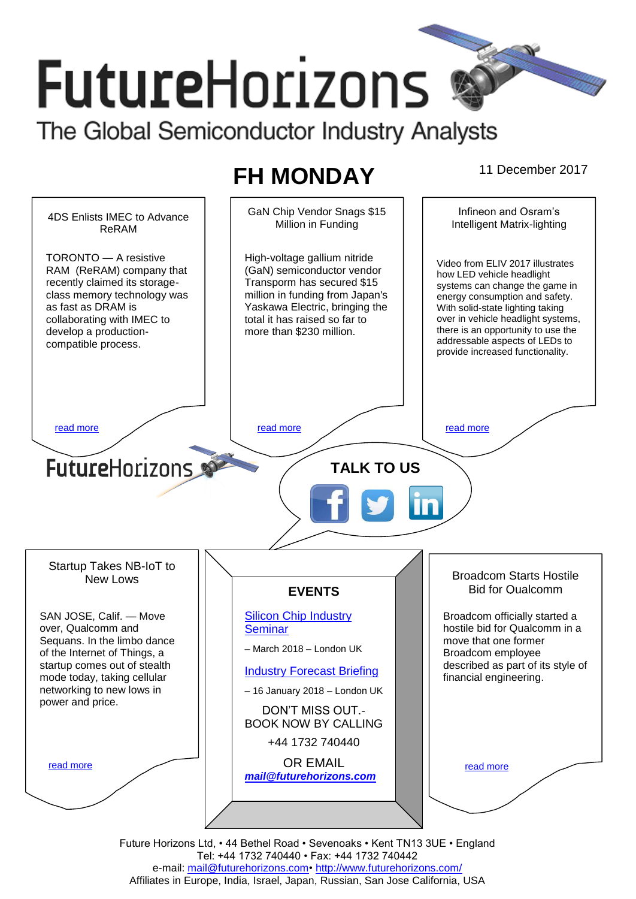# FutureHorizons

The Global Semiconductor Industry Analysts

## FH MONDAY

11 December 2017

### 4DS Enlists IMEC to Advance ReRAM

TORONTO — A resistive RAM (ReRAM) company that recently claimed its storage-class memory technology was as fast as DRAM is collaborating with IMEC to develop a production-compatible process.

read more

### GaN Chip Vendor Snags $15 Million in Funding

High-voltage gallium nitride (GaN) semiconductor vendor Transporm has secured $15 million in funding from Japan's Yaskawa Electric, bringing the total it has raised so far to more than $230 million.

read more

### Infineon and Osram's Intelligent Matrix-lighting

Video from ELIV 2017 illustrates how LED vehicle headlight systems can change the game in energy consumption and safety. With solid-state lighting taking over in vehicle headlight systems, there is an opportunity to use the addressable aspects of LEDs to provide increased functionality.

read more

FutureHorizons

TALK TO US

### Startup Takes NB-IoT to New Lows

SAN JOSE, Calif. — Move over, Qualcomm and Sequans. In the limbo dance of the Internet of Things, a startup comes out of stealth mode today, taking cellular networking to new lows in power and price.

read more

### EVENTS

Silicon Chip Industry Seminar

– March 2018 – London UK

Industry Forecast Briefing

– 16 January 2018 – London UK

DON'T MISS OUT.- BOOK NOW BY CALLING

+44 1732 740440

OR EMAIL

***mail@futurehorizons.com***

### Broadcom Starts Hostile Bid for Oualcomm

Broadcom officially started a hostile bid for Qualcomm in a move that one former Broadcom employee described as part of its style of financial engineering.

read more

Future Horizons Ltd, • 44 Bethel Road • Sevenoaks • Kent TN13 3UE • England
Tel: +44 1732 740440 • Fax: +44 1732 740442
e-mail: mail@futurehorizons.com• http://www.futurehorizons.com/
Affiliates in Europe, India, Israel, Japan, Russian, San Jose California, USA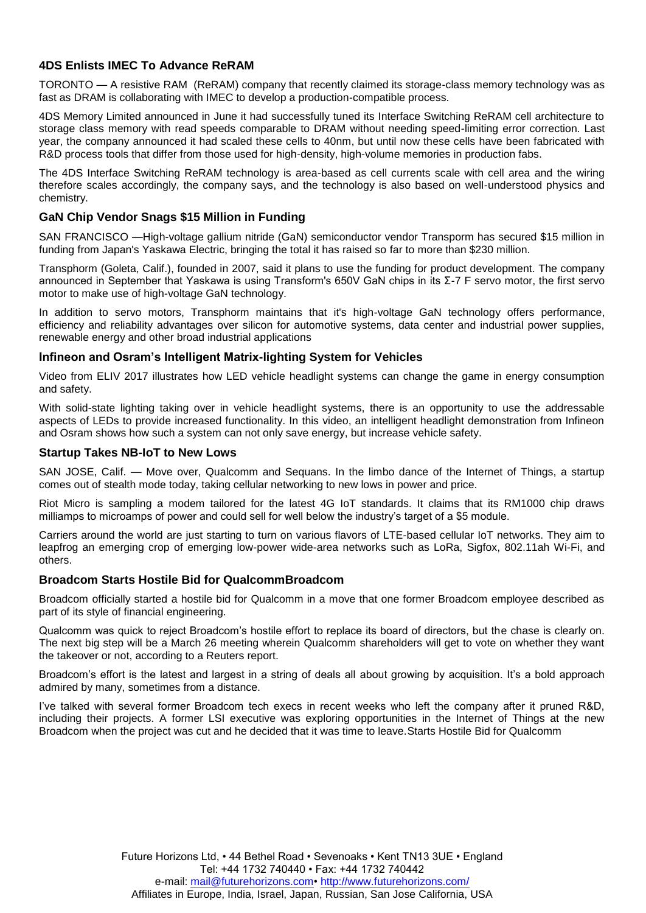### 4DS Enlists IMEC To Advance ReRAM

TORONTO — A resistive RAM (ReRAM) company that recently claimed its storage-class memory technology was as fast as DRAM is collaborating with IMEC to develop a production-compatible process.

4DS Memory Limited announced in June it had successfully tuned its Interface Switching ReRAM cell architecture to storage class memory with read speeds comparable to DRAM without needing speed-limiting error correction. Last year, the company announced it had scaled these cells to 40nm, but until now these cells have been fabricated with R&D process tools that differ from those used for high-density, high-volume memories in production fabs.

The 4DS Interface Switching ReRAM technology is area-based as cell currents scale with cell area and the wiring therefore scales accordingly, the company says, and the technology is also based on well-understood physics and chemistry.

### GaN Chip Vendor Snags $15 Million in Funding

SAN FRANCISCO —High-voltage gallium nitride (GaN) semiconductor vendor Transporm has secured $15 million in funding from Japan's Yaskawa Electric, bringing the total it has raised so far to more than $230 million.

Transphorm (Goleta, Calif.), founded in 2007, said it plans to use the funding for product development. The company announced in September that Yaskawa is using Transform's 650V GaN chips in its Σ-7 F servo motor, the first servo motor to make use of high-voltage GaN technology.

In addition to servo motors, Transphorm maintains that it's high-voltage GaN technology offers performance, efficiency and reliability advantages over silicon for automotive systems, data center and industrial power supplies, renewable energy and other broad industrial applications

### Infineon and Osram's Intelligent Matrix-lighting System for Vehicles

Video from ELIV 2017 illustrates how LED vehicle headlight systems can change the game in energy consumption and safety.

With solid-state lighting taking over in vehicle headlight systems, there is an opportunity to use the addressable aspects of LEDs to provide increased functionality. In this video, an intelligent headlight demonstration from Infineon and Osram shows how such a system can not only save energy, but increase vehicle safety.

### Startup Takes NB-IoT to New Lows

SAN JOSE, Calif. — Move over, Qualcomm and Sequans. In the limbo dance of the Internet of Things, a startup comes out of stealth mode today, taking cellular networking to new lows in power and price.

Riot Micro is sampling a modem tailored for the latest 4G IoT standards. It claims that its RM1000 chip draws milliamps to microamps of power and could sell for well below the industry's target of a $5 module.

Carriers around the world are just starting to turn on various flavors of LTE-based cellular IoT networks. They aim to leapfrog an emerging crop of emerging low-power wide-area networks such as LoRa, Sigfox, 802.11ah Wi-Fi, and others.

### Broadcom Starts Hostile Bid for QualcommBroadcom

Broadcom officially started a hostile bid for Qualcomm in a move that one former Broadcom employee described as part of its style of financial engineering.

Qualcomm was quick to reject Broadcom's hostile effort to replace its board of directors, but the chase is clearly on. The next big step will be a March 26 meeting wherein Qualcomm shareholders will get to vote on whether they want the takeover or not, according to a Reuters report.

Broadcom's effort is the latest and largest in a string of deals all about growing by acquisition. It's a bold approach admired by many, sometimes from a distance.

I've talked with several former Broadcom tech execs in recent weeks who left the company after it pruned R&D, including their projects. A former LSI executive was exploring opportunities in the Internet of Things at the new Broadcom when the project was cut and he decided that it was time to leave.Starts Hostile Bid for Qualcomm

Future Horizons Ltd, • 44 Bethel Road • Sevenoaks • Kent TN13 3UE • England
Tel: +44 1732 740440 • Fax: +44 1732 740442
e-mail: mail@futurehorizons.com• http://www.futurehorizons.com/
Affiliates in Europe, India, Israel, Japan, Russian, San Jose California, USA